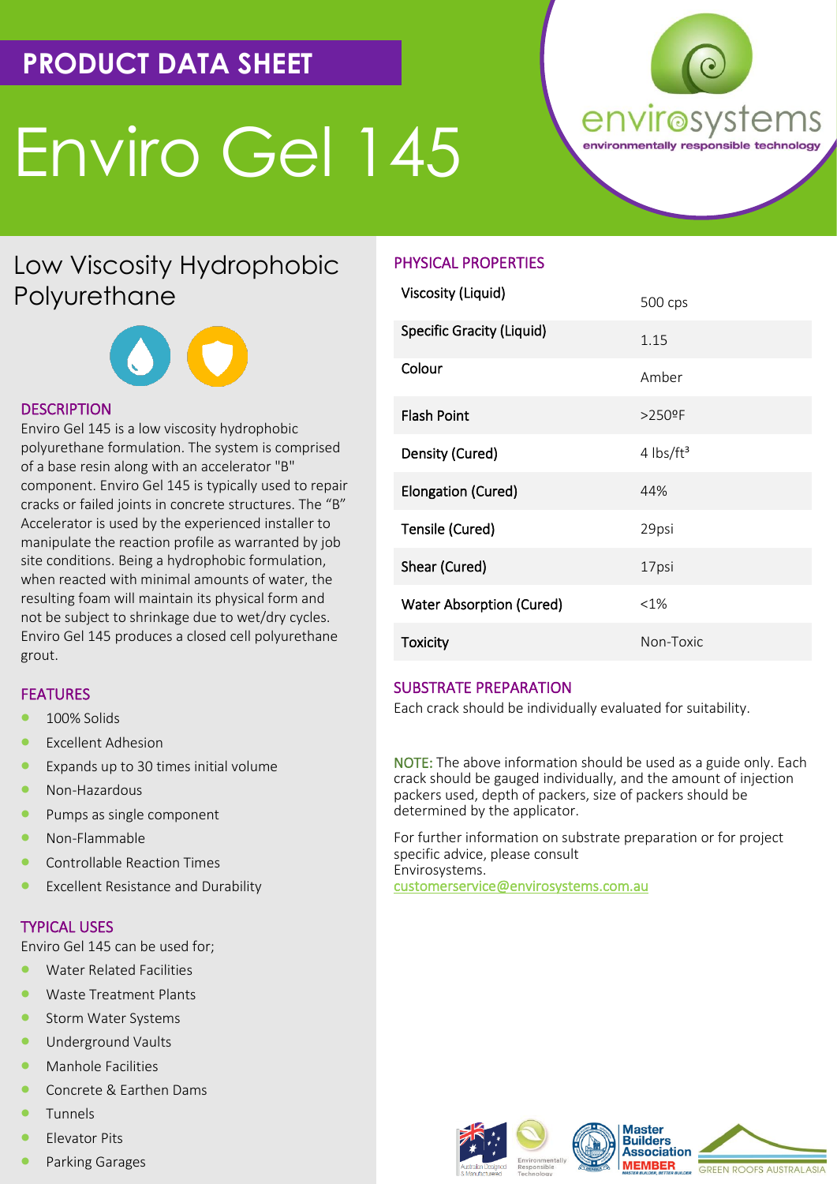PRODUCT DATA SHEET

# Enviro Gel 145

envirosystems
environmentally responsible technology

## Low Viscosity Hydrophobic Polyurethane

### DESCRIPTION

Enviro Gel 145 is a low viscosity hydrophobic polyurethane formulation. The system is comprised of a base resin along with an accelerator "B" component. Enviro Gel 145 is typically used to repair cracks or failed joints in concrete structures. The "B" Accelerator is used by the experienced installer to manipulate the reaction profile as warranted by job site conditions. Being a hydrophobic formulation, when reacted with minimal amounts of water, the resulting foam will maintain its physical form and not be subject to shrinkage due to wet/dry cycles. Enviro Gel 145 produces a closed cell polyurethane grout.

### FEATURES

- 100% Solids
- Excellent Adhesion
- Expands up to 30 times initial volume
- Non-Hazardous
- Pumps as single component
- Non-Flammable
- Controllable Reaction Times
- Excellent Resistance and Durability

### TYPICAL USES

Enviro Gel 145 can be used for;

- Water Related Facilities
- Waste Treatment Plants
- Storm Water Systems
- Underground Vaults
- Manhole Facilities
- Concrete & Earthen Dams
- Tunnels
- Elevator Pits
- Parking Garages

### PHYSICAL PROPERTIES

| Property | Value |
|---|---|
| Viscosity (Liquid) | 500 cps |
| Specific Gracity (Liquid) | 1.15 |
| Colour | Amber |
| Flash Point | >250ºF |
| Density (Cured) | 4 lbs/ft³ |
| Elongation (Cured) | 44% |
| Tensile (Cured) | 29psi |
| Shear (Cured) | 17psi |
| Water Absorption (Cured) | <1% |
| Toxicity | Non-Toxic |

### SUBSTRATE PREPARATION

Each crack should be individually evaluated for suitability.

NOTE: The above information should be used as a guide only. Each crack should be gauged individually, and the amount of injection packers used, depth of packers, size of packers should be determined by the applicator.

For further information on substrate preparation or for project specific advice, please consult Envirosystems.
customerservice@envirosystems.com.au

Australian Designed & Manufactured | Environmentally Responsible Technology | Master Builders Association MEMBER | GREEN ROOFS AUSTRALASIA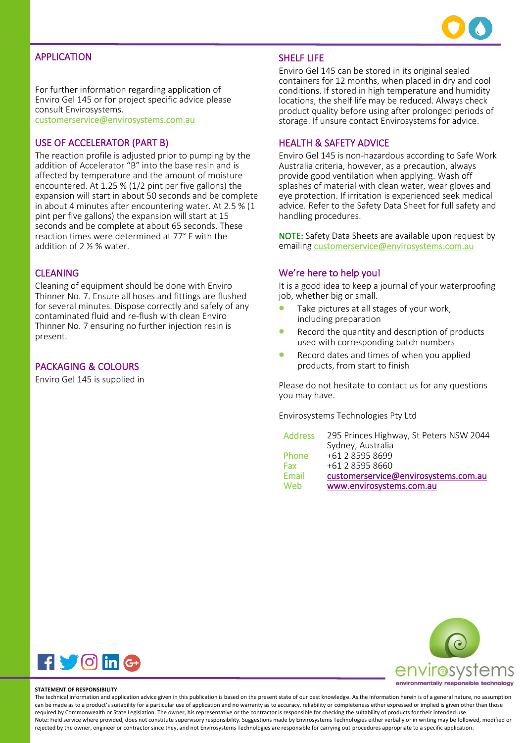## APPLICATION

For further information regarding application of Enviro Gel 145 or for project specific advice please consult Envirosystems.
customerservice@envirosystems.com.au

## USE OF ACCELERATOR (PART B)

The reaction profile is adjusted prior to pumping by the addition of Accelerator "B" into the base resin and is affected by temperature and the amount of moisture encountered. At 1.25 % (1/2 pint per five gallons) the expansion will start in about 50 seconds and be complete in about 4 minutes after encountering water. At 2.5 % (1 pint per five gallons) the expansion will start at 15 seconds and be complete at about 65 seconds. These reaction times were determined at 77° F with the addition of 2 ½ % water.

## CLEANING

Cleaning of equipment should be done with Enviro Thinner No. 7. Ensure all hoses and fittings are flushed for several minutes. Dispose correctly and safely of any contaminated fluid and re-flush with clean Enviro Thinner No. 7 ensuring no further injection resin is present.

## PACKAGING & COLOURS

Enviro Gel 145 is supplied in

## SHELF LIFE

Enviro Gel 145 can be stored in its original sealed containers for 12 months, when placed in dry and cool conditions. If stored in high temperature and humidity locations, the shelf life may be reduced. Always check product quality before using after prolonged periods of storage. If unsure contact Envirosystems for advice.

## HEALTH & SAFETY ADVICE

Enviro Gel 145 is non-hazardous according to Safe Work Australia criteria, however, as a precaution, always provide good ventilation when applying. Wash off splashes of material with clean water, wear gloves and eye protection. If irritation is experienced seek medical advice. Refer to the Safety Data Sheet for full safety and handling procedures.

NOTE: Safety Data Sheets are available upon request by emailing customerservice@envirosystems.com.au

## We're here to help you!

It is a good idea to keep a journal of your waterproofing job, whether big or small.

- Take pictures at all stages of your work, including preparation
- Record the quantity and description of products used with corresponding batch numbers
- Record dates and times of when you applied products, from start to finish

Please do not hesitate to contact us for any questions you may have.

Envirosystems Technologies Pty Ltd

| | |
|---|---|
| Address | 295 Princes Highway, St Peters NSW 2044 Sydney, Australia |
| Phone | +61 2 8595 8699 |
| Fax | +61 2 8595 8660 |
| Email | customerservice@envirosystems.com.au |
| Web | www.envirosystems.com.au |

envirosystems
environmentally responsible technology

**STATEMENT OF RESPONSIBILITY**

The technical information and application advice given in this publication is based on the present state of our best knowledge. As the information herein is of a general nature, no assumption can be made as to a product's suitability for a particular use of application and no warranty as to accuracy, reliability or completeness either expressed or implied is given other than those required by Commonwealth or State Legislation. The owner, his representative or the contractor is responsible for checking the suitability of products for their intended use.
Note: Field service where provided, does not constitute supervisory responsibility. Suggestions made by Envirosystems Technologies either verbally or in writing may be followed, modified or rejected by the owner, engineer or contractor since they, and not Envirosystems Technologies are responsible for carrying out procedures appropriate to a specific application.